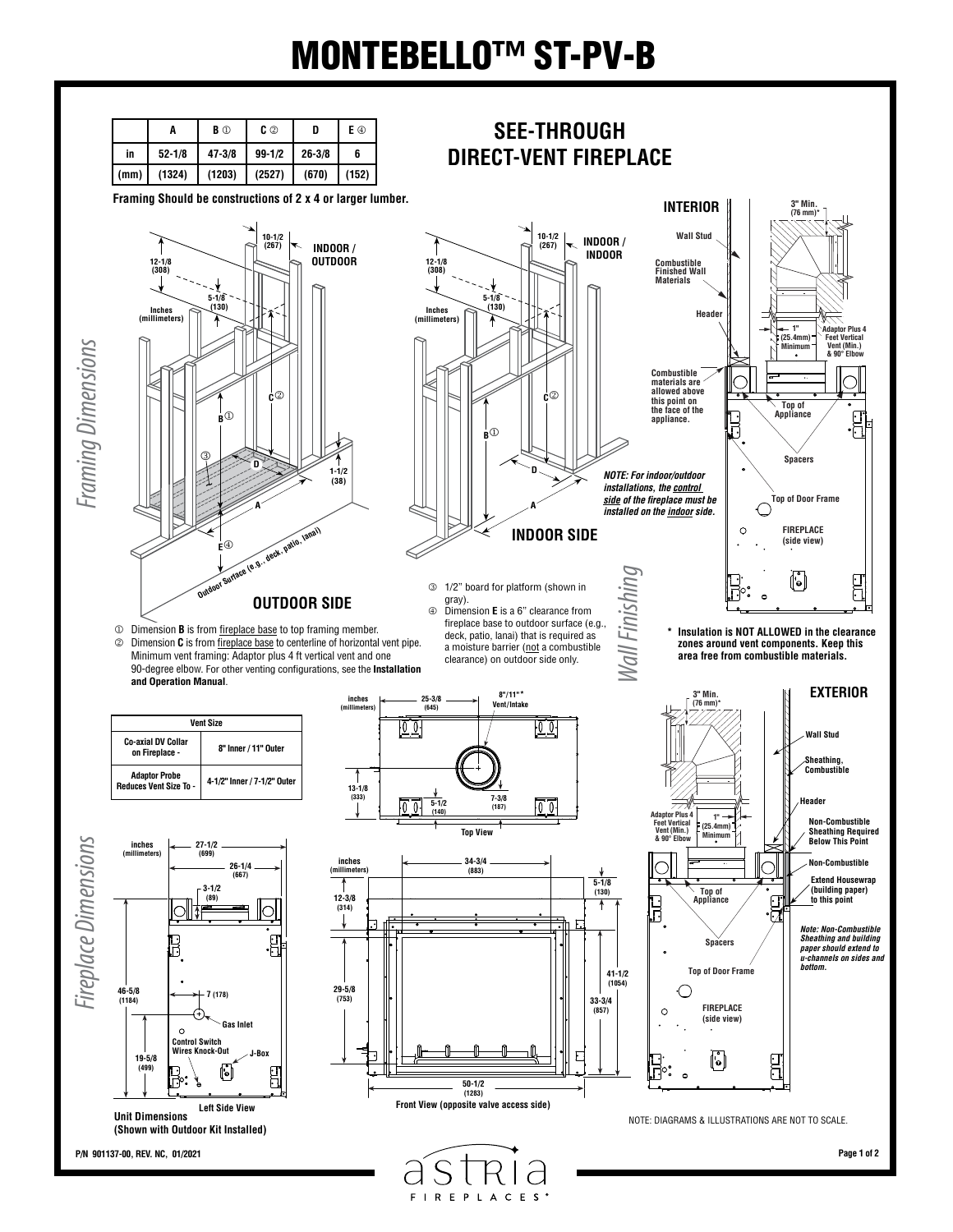# MONTEBELLO™ ST-PV-B

## SEE-THROUGH DIRECT-VENT FIREPLACE

| | A | B ① | C ② | D | E ④ |
|---|---|---|---|---|---|
| in | 52-1/8 | 47-3/8 | 99-1/2 | 26-3/8 | 6 |
| (mm) | (1324) | (1203) | (2527) | (670) | (152) |

**Framing Should be constructions of 2 x 4 or larger lumber.**

## Framing Dimensions

INDOOR / OUTDOOR

10-1/2 (267)
12-1/8 (308)
5-1/8 (130)
Inches (millimeters)
1-1/2 (38)
Outdoor Surface (e.g., deck, patio, lanai)

**OUTDOOR SIDE**

INDOOR / INDOOR

10-1/2 (267)
12-1/8 (308)
5-1/8 (130)
Inches (millimeters)

***NOTE: For indoor/outdoor installations, the control side of the fireplace must be installed on the indoor side.***

**INDOOR SIDE**

① Dimension **B** is from fireplace base to top framing member.
② Dimension **C** is from fireplace base to centerline of horizontal vent pipe. Minimum vent framing: Adaptor plus 4 ft vertical vent and one 90-degree elbow. For other venting configurations, see the **Installation and Operation Manual**.
③ 1/2" board for platform (shown in gray).
④ Dimension **E** is a 6" clearance from fireplace base to outdoor surface (e.g., deck, patio, lanai) that is required as a moisture barrier (not a combustible clearance) on outdoor side only.

## Wall Finishing

**INTERIOR**

3" Min. (76 mm)*
Wall Stud
Combustible Finished Wall Materials
Header
1" (25.4mm) Minimum
Adaptor Plus 4 Feet Vertical Vent (Min.) & 90° Elbow
Combustible materials are allowed above this point on the face of the appliance.
Top of Appliance
Spacers
Top of Door Frame
FIREPLACE (side view)

**\* Insulation is NOT ALLOWED in the clearance zones around vent components. Keep this area free from combustible materials.**

**EXTERIOR**

3" Min. (76 mm)*
Wall Stud
Sheathing, Combustible
Header
Adaptor Plus 4 Feet Vertical Vent (Min.) & 90° Elbow
1" (25.4mm) Minimum
Non-Combustible Sheathing Required Below This Point
Non-Combustible
Extend Housewrap (building paper) to this point
Top of Appliance
Spacers
Top of Door Frame
FIREPLACE (side view)

***Note: Non-Combustible Sheathing and building paper should extend to u-channels on sides and bottom.***

## Fireplace Dimensions

| Vent Size | |
|---|---|
| Co-axial DV Collar on Fireplace - | 8" Inner / 11" Outer |
| Adaptor Probe Reduces Vent Size To - | 4-1/2" Inner / 7-1/2" Outer |

**Top View**

inches (millimeters)
25-3/8 (645)
8"/11"* Vent/Intake
13-1/8 (333)
5-1/2 (140)
7-3/8 (187)

**Left Side View**

inches (millimeters)
27-1/2 (699)
26-1/4 (667)
3-1/2 (89)
46-5/8 (1184)
7 (178)
Gas Inlet
Control Switch Wires Knock-Out
J-Box
19-5/8 (499)

**Unit Dimensions (Shown with Outdoor Kit Installed)**

**Front View (opposite valve access side)**

inches (millimeters)
34-3/4 (883)
5-1/8 (130)
12-3/8 (314)
29-5/8 (753)
41-1/2 (1054)
33-3/4 (857)
50-1/2 (1283)

NOTE: DIAGRAMS & ILLUSTRATIONS ARE NOT TO SCALE.

P/N 901137-00, REV. NC, 01/2021

astria FIREPLACES®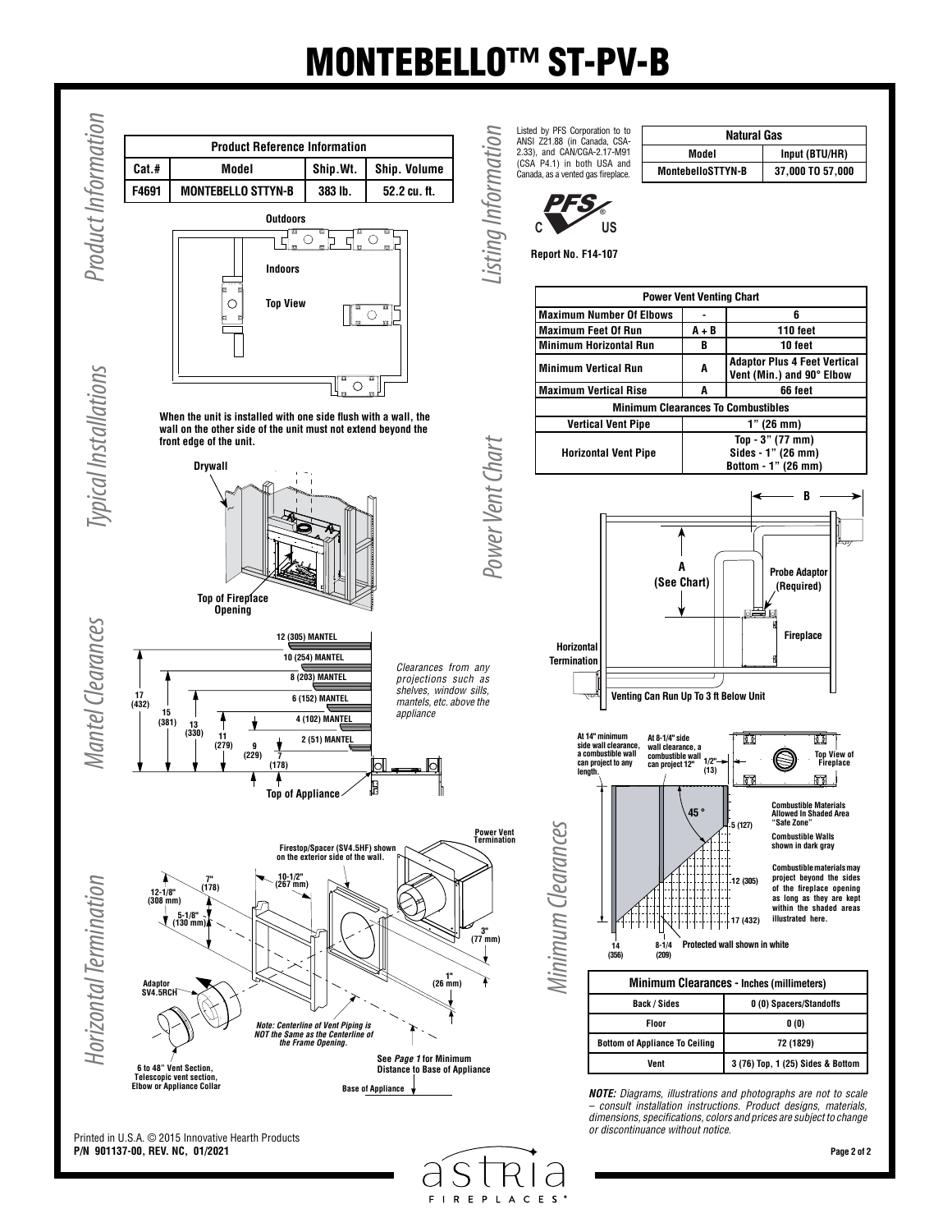# MONTEBELLO™ ST-PV-B

## Product Information

| Product Reference Information | | | |
|---|---|---|---|
| Cat.# | Model | Ship. Wt. | Ship. Volume |
| F4691 | MONTEBELLO STTYN-B | 383 lb. | 52.2 cu. ft. |

## Typical Installations

Outdoors

Indoors

Top View

When the unit is installed with one side flush with a wall, the wall on the other side of the unit must not extend beyond the front edge of the unit.

Drywall

Top of Fireplace Opening

## Mantel Clearances

12 (305) MANTEL
10 (254) MANTEL
8 (203) MANTEL
6 (152) MANTEL
4 (102) MANTEL
2 (51) MANTEL

17 (432)
15 (381)
13 (330)
11 (279)
9 (229)
7 (178)

Top of Appliance

*Clearances from any projections such as shelves, window sills, mantels, etc. above the appliance*

## Horizontal Termination

Power Vent Termination

Firestop/Spacer (SV4.5HF) shown on the exterior side of the wall.

10-1/2" (267 mm)
7" (178)
12-1/8" (308 mm)
5-1/8" (130 mm)
3" (77 mm)
1" (26 mm)

Adaptor SV4.5RCH

*Note: Centerline of Vent Piping is NOT the Same as the Centerline of the Frame Opening.*

6 to 48" Vent Section, Telescopic vent section, Elbow or Appliance Collar

See *Page 1* for Minimum Distance to Base of Appliance

Base of Appliance

## Listing Information

Listed by PFS Corporation to to ANSI Z21.88 (in Canada, CSA-2.33), and CAN/CGA-2.17-M91 (CSA P4.1) in both USA and Canada, as a vented gas fireplace.

| Natural Gas | |
|---|---|
| Model | Input (BTU/HR) |
| MontebelloSTTYN-B | 37,000 TO 57,000 |

PFS C US

Report No. F14-107

## Power Vent Chart

| Power Vent Venting Chart | | |
|---|---|---|
| Maximum Number Of Elbows | - | 6 |
| Maximum Feet Of Run | A + B | 110 feet |
| Minimum Horizontal Run | B | 10 feet |
| Minimum Vertical Run | A | Adaptor Plus 4 Feet Vertical Vent (Min.) and 90° Elbow |
| Maximum Vertical Rise | A | 66 feet |
| Minimum Clearances To Combustibles | | |
| Vertical Vent Pipe | 1" (26 mm) | |
| Horizontal Vent Pipe | Top - 3" (77 mm) Sides - 1" (26 mm) Bottom - 1" (26 mm) | |

B

A (See Chart)

Probe Adaptor (Required)

Fireplace

Horizontal Termination

Venting Can Run Up To 3 ft Below Unit

## Minimum Clearances

At 14" minimum side wall clearance, a combustible wall can project to any length.

At 8-1/4" side wall clearance, a combustible wall can project 12"

1/2" (13)

Top View of Fireplace

45°

5 (127)

12 (305)

17 (432)

14 (356)

8-1/4 (209)

Combustible Materials Allowed In Shaded Area "Safe Zone"

Combustible Walls shown in dark gray

Combustible materials may project beyond the sides of the fireplace opening as long as they are kept within the shaded areas illustrated here.

Protected wall shown in white

| Minimum Clearances - Inches (millimeters) | |
|---|---|
| Back / Sides | 0 (0) Spacers/Standoffs |
| Floor | 0 (0) |
| Bottom of Appliance To Ceiling | 72 (1829) |
| Vent | 3 (76) Top, 1 (25) Sides & Bottom |

***NOTE:*** *Diagrams, illustrations and photographs are not to scale – consult installation instructions. Product designs, materials, dimensions, specifications, colors and prices are subject to change or discontinuance without notice.*

Printed in U.S.A. © 2015 Innovative Hearth Products
**P/N 901137-00, REV. NC, 01/2021**

astria FIREPLACES